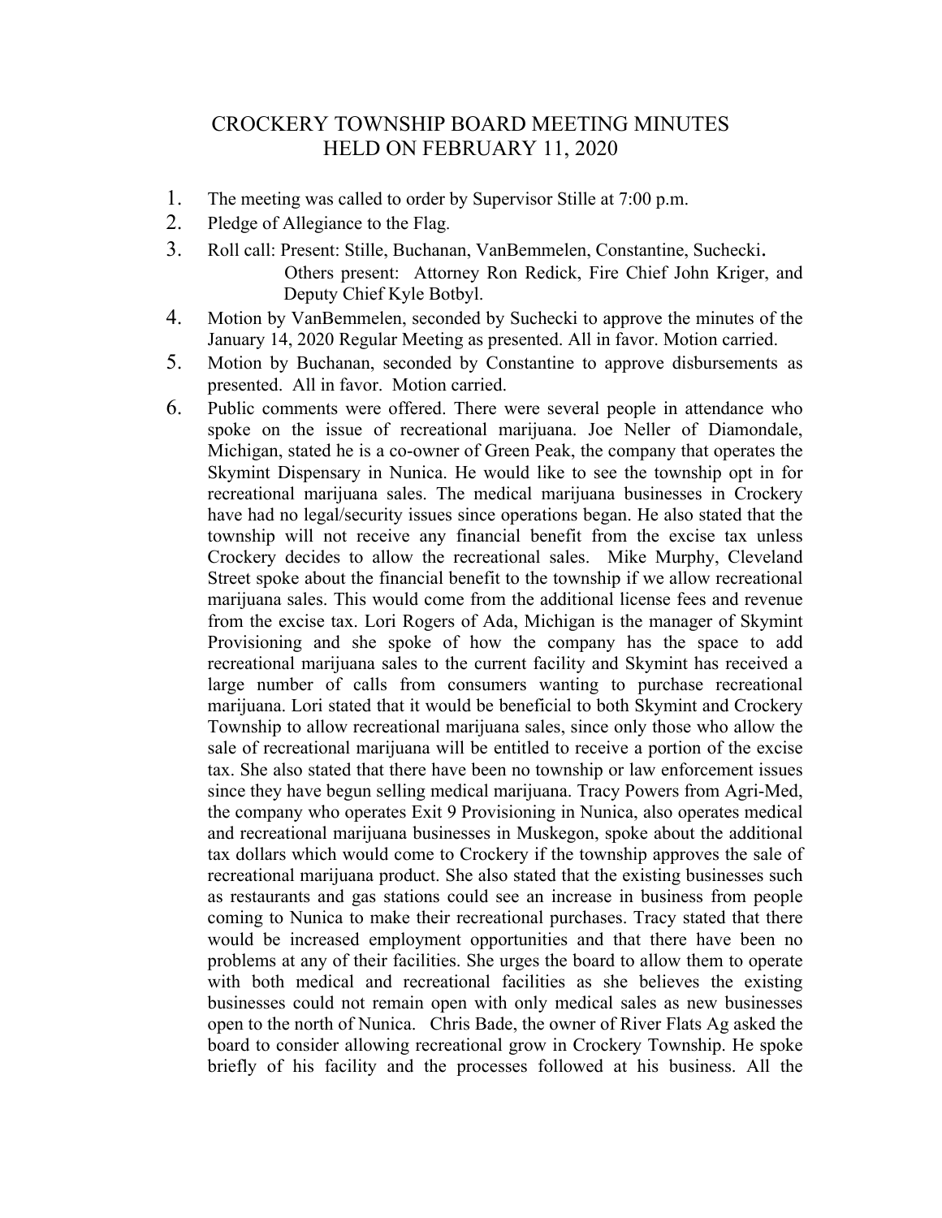# CROCKERY TOWNSHIP BOARD MEETING MINUTES
## HELD ON FEBRUARY 11, 2020

1. The meeting was called to order by Supervisor Stille at 7:00 p.m.
2. Pledge of Allegiance to the Flag.
3. Roll call: Present: Stille, Buchanan, VanBemmelen, Constantine, Suchecki.
   Others present: Attorney Ron Redick, Fire Chief John Kriger, and Deputy Chief Kyle Botbyl.
4. Motion by VanBemmelen, seconded by Suchecki to approve the minutes of the January 14, 2020 Regular Meeting as presented. All in favor. Motion carried.
5. Motion by Buchanan, seconded by Constantine to approve disbursements as presented. All in favor. Motion carried.
6. Public comments were offered. There were several people in attendance who spoke on the issue of recreational marijuana. Joe Neller of Diamondale, Michigan, stated he is a co-owner of Green Peak, the company that operates the Skymint Dispensary in Nunica. He would like to see the township opt in for recreational marijuana sales. The medical marijuana businesses in Crockery have had no legal/security issues since operations began. He also stated that the township will not receive any financial benefit from the excise tax unless Crockery decides to allow the recreational sales. Mike Murphy, Cleveland Street spoke about the financial benefit to the township if we allow recreational marijuana sales. This would come from the additional license fees and revenue from the excise tax. Lori Rogers of Ada, Michigan is the manager of Skymint Provisioning and she spoke of how the company has the space to add recreational marijuana sales to the current facility and Skymint has received a large number of calls from consumers wanting to purchase recreational marijuana. Lori stated that it would be beneficial to both Skymint and Crockery Township to allow recreational marijuana sales, since only those who allow the sale of recreational marijuana will be entitled to receive a portion of the excise tax. She also stated that there have been no township or law enforcement issues since they have begun selling medical marijuana. Tracy Powers from Agri-Med, the company who operates Exit 9 Provisioning in Nunica, also operates medical and recreational marijuana businesses in Muskegon, spoke about the additional tax dollars which would come to Crockery if the township approves the sale of recreational marijuana product. She also stated that the existing businesses such as restaurants and gas stations could see an increase in business from people coming to Nunica to make their recreational purchases. Tracy stated that there would be increased employment opportunities and that there have been no problems at any of their facilities. She urges the board to allow them to operate with both medical and recreational facilities as she believes the existing businesses could not remain open with only medical sales as new businesses open to the north of Nunica. Chris Bade, the owner of River Flats Ag asked the board to consider allowing recreational grow in Crockery Township. He spoke briefly of his facility and the processes followed at his business. All the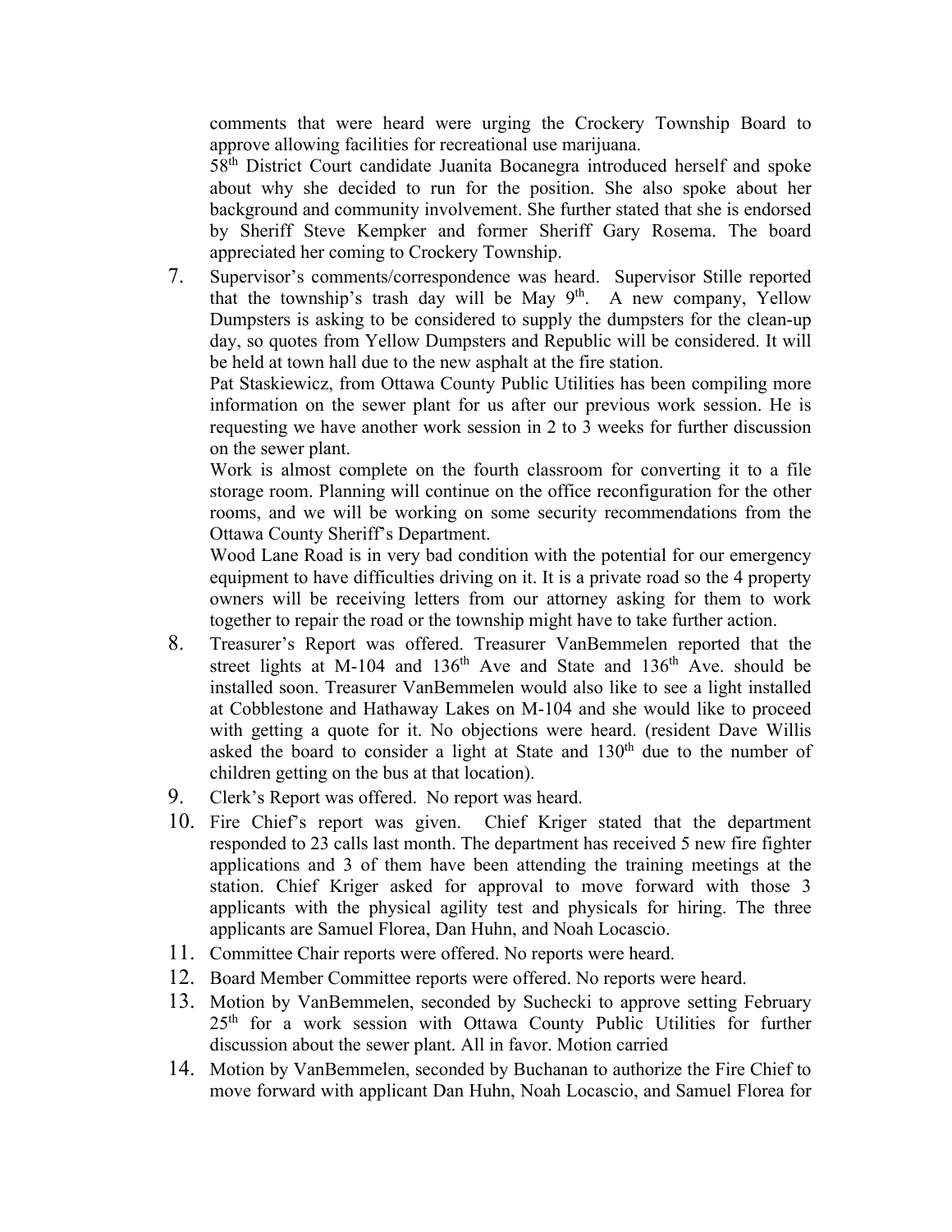comments that were heard were urging the Crockery Township Board to approve allowing facilities for recreational use marijuana.

58th District Court candidate Juanita Bocanegra introduced herself and spoke about why she decided to run for the position. She also spoke about her background and community involvement. She further stated that she is endorsed by Sheriff Steve Kempker and former Sheriff Gary Rosema. The board appreciated her coming to Crockery Township.

7. Supervisor's comments/correspondence was heard. Supervisor Stille reported that the township's trash day will be May 9th. A new company, Yellow Dumpsters is asking to be considered to supply the dumpsters for the clean-up day, so quotes from Yellow Dumpsters and Republic will be considered. It will be held at town hall due to the new asphalt at the fire station.

   Pat Staskiewicz, from Ottawa County Public Utilities has been compiling more information on the sewer plant for us after our previous work session. He is requesting we have another work session in 2 to 3 weeks for further discussion on the sewer plant.

   Work is almost complete on the fourth classroom for converting it to a file storage room. Planning will continue on the office reconfiguration for the other rooms, and we will be working on some security recommendations from the Ottawa County Sheriff's Department.

   Wood Lane Road is in very bad condition with the potential for our emergency equipment to have difficulties driving on it. It is a private road so the 4 property owners will be receiving letters from our attorney asking for them to work together to repair the road or the township might have to take further action.

8. Treasurer's Report was offered. Treasurer VanBemmelen reported that the street lights at M-104 and 136th Ave and State and 136th Ave. should be installed soon. Treasurer VanBemmelen would also like to see a light installed at Cobblestone and Hathaway Lakes on M-104 and she would like to proceed with getting a quote for it. No objections were heard. (resident Dave Willis asked the board to consider a light at State and 130th due to the number of children getting on the bus at that location).

9. Clerk's Report was offered. No report was heard.

10. Fire Chief's report was given. Chief Kriger stated that the department responded to 23 calls last month. The department has received 5 new fire fighter applications and 3 of them have been attending the training meetings at the station. Chief Kriger asked for approval to move forward with those 3 applicants with the physical agility test and physicals for hiring. The three applicants are Samuel Florea, Dan Huhn, and Noah Locascio.

11. Committee Chair reports were offered. No reports were heard.

12. Board Member Committee reports were offered. No reports were heard.

13. Motion by VanBemmelen, seconded by Suchecki to approve setting February 25th for a work session with Ottawa County Public Utilities for further discussion about the sewer plant. All in favor. Motion carried

14. Motion by VanBemmelen, seconded by Buchanan to authorize the Fire Chief to move forward with applicant Dan Huhn, Noah Locascio, and Samuel Florea for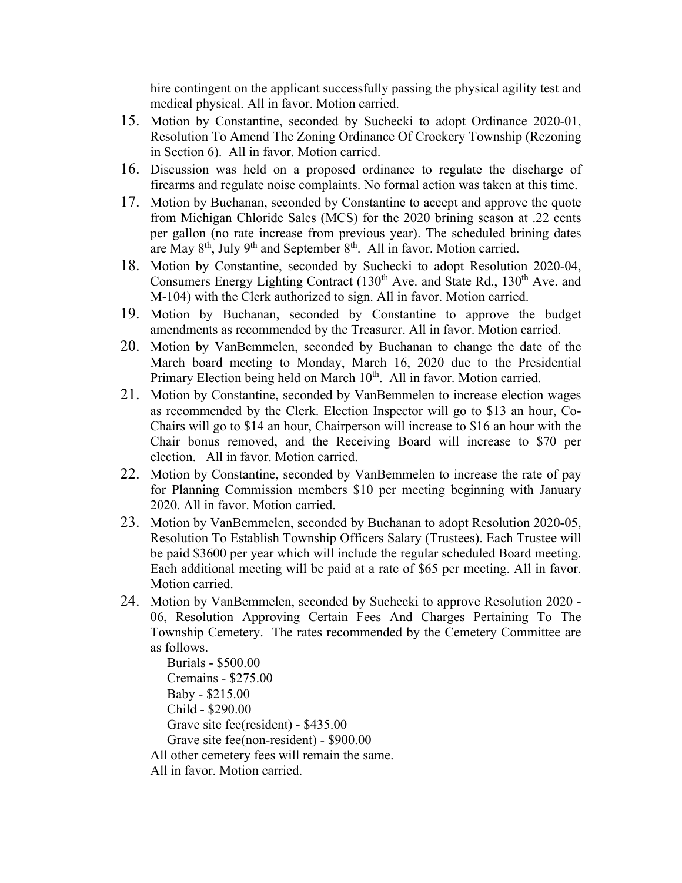hire contingent on the applicant successfully passing the physical agility test and medical physical. All in favor. Motion carried.

15. Motion by Constantine, seconded by Suchecki to adopt Ordinance 2020-01, Resolution To Amend The Zoning Ordinance Of Crockery Township (Rezoning in Section 6). All in favor. Motion carried.
16. Discussion was held on a proposed ordinance to regulate the discharge of firearms and regulate noise complaints. No formal action was taken at this time.
17. Motion by Buchanan, seconded by Constantine to accept and approve the quote from Michigan Chloride Sales (MCS) for the 2020 brining season at .22 cents per gallon (no rate increase from previous year). The scheduled brining dates are May 8th, July 9th and September 8th. All in favor. Motion carried.
18. Motion by Constantine, seconded by Suchecki to adopt Resolution 2020-04, Consumers Energy Lighting Contract (130th Ave. and State Rd., 130th Ave. and M-104) with the Clerk authorized to sign. All in favor. Motion carried.
19. Motion by Buchanan, seconded by Constantine to approve the budget amendments as recommended by the Treasurer. All in favor. Motion carried.
20. Motion by VanBemmelen, seconded by Buchanan to change the date of the March board meeting to Monday, March 16, 2020 due to the Presidential Primary Election being held on March 10th. All in favor. Motion carried.
21. Motion by Constantine, seconded by VanBemmelen to increase election wages as recommended by the Clerk. Election Inspector will go to $13 an hour, Co-Chairs will go to $14 an hour, Chairperson will increase to $16 an hour with the Chair bonus removed, and the Receiving Board will increase to $70 per election. All in favor. Motion carried.
22. Motion by Constantine, seconded by VanBemmelen to increase the rate of pay for Planning Commission members $10 per meeting beginning with January 2020. All in favor. Motion carried.
23. Motion by VanBemmelen, seconded by Buchanan to adopt Resolution 2020-05, Resolution To Establish Township Officers Salary (Trustees). Each Trustee will be paid $3600 per year which will include the regular scheduled Board meeting. Each additional meeting will be paid at a rate of $65 per meeting. All in favor. Motion carried.
24. Motion by VanBemmelen, seconded by Suchecki to approve Resolution 2020 - 06, Resolution Approving Certain Fees And Charges Pertaining To The Township Cemetery. The rates recommended by the Cemetery Committee are as follows.

    Burials - $500.00
    Cremains - $275.00
    Baby - $215.00
    Child - $290.00
    Grave site fee(resident) - $435.00
    Grave site fee(non-resident) - $900.00

    All other cemetery fees will remain the same.
    All in favor. Motion carried.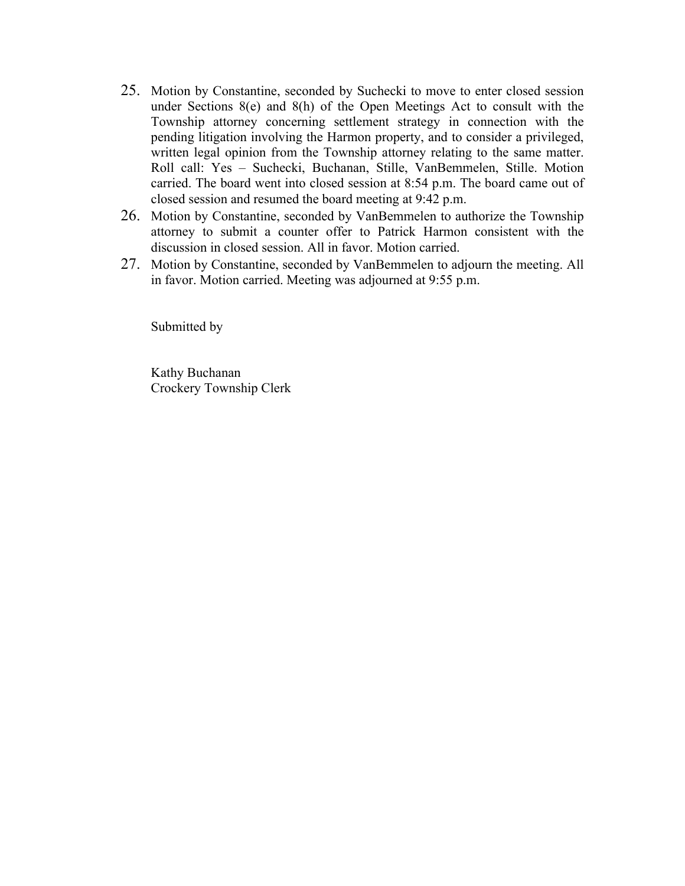25. Motion by Constantine, seconded by Suchecki to move to enter closed session under Sections 8(e) and 8(h) of the Open Meetings Act to consult with the Township attorney concerning settlement strategy in connection with the pending litigation involving the Harmon property, and to consider a privileged, written legal opinion from the Township attorney relating to the same matter. Roll call: Yes – Suchecki, Buchanan, Stille, VanBemmelen, Stille. Motion carried. The board went into closed session at 8:54 p.m. The board came out of closed session and resumed the board meeting at 9:42 p.m.
26. Motion by Constantine, seconded by VanBemmelen to authorize the Township attorney to submit a counter offer to Patrick Harmon consistent with the discussion in closed session. All in favor. Motion carried.
27. Motion by Constantine, seconded by VanBemmelen to adjourn the meeting. All in favor. Motion carried. Meeting was adjourned at 9:55 p.m.

Submitted by

Kathy Buchanan
Crockery Township Clerk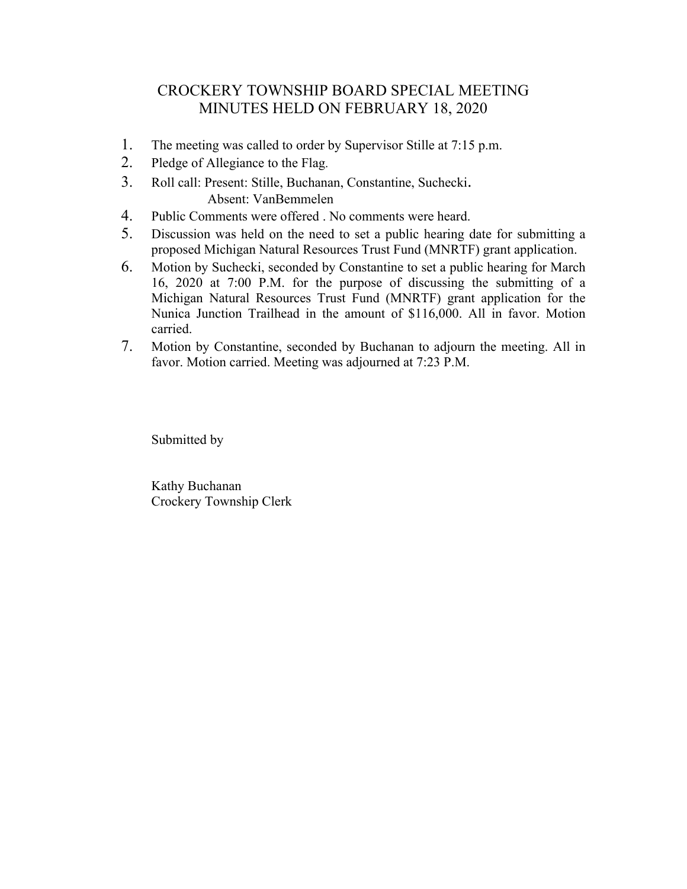# CROCKERY TOWNSHIP BOARD SPECIAL MEETING MINUTES HELD ON FEBRUARY 18, 2020

1. The meeting was called to order by Supervisor Stille at 7:15 p.m.
2. Pledge of Allegiance to the Flag.
3. Roll call: Present: Stille, Buchanan, Constantine, Suchecki.
   Absent: VanBemmelen
4. Public Comments were offered . No comments were heard.
5. Discussion was held on the need to set a public hearing date for submitting a proposed Michigan Natural Resources Trust Fund (MNRTF) grant application.
6. Motion by Suchecki, seconded by Constantine to set a public hearing for March 16, 2020 at 7:00 P.M. for the purpose of discussing the submitting of a Michigan Natural Resources Trust Fund (MNRTF) grant application for the Nunica Junction Trailhead in the amount of $116,000. All in favor. Motion carried.
7. Motion by Constantine, seconded by Buchanan to adjourn the meeting. All in favor. Motion carried. Meeting was adjourned at 7:23 P.M.

Submitted by

Kathy Buchanan
Crockery Township Clerk